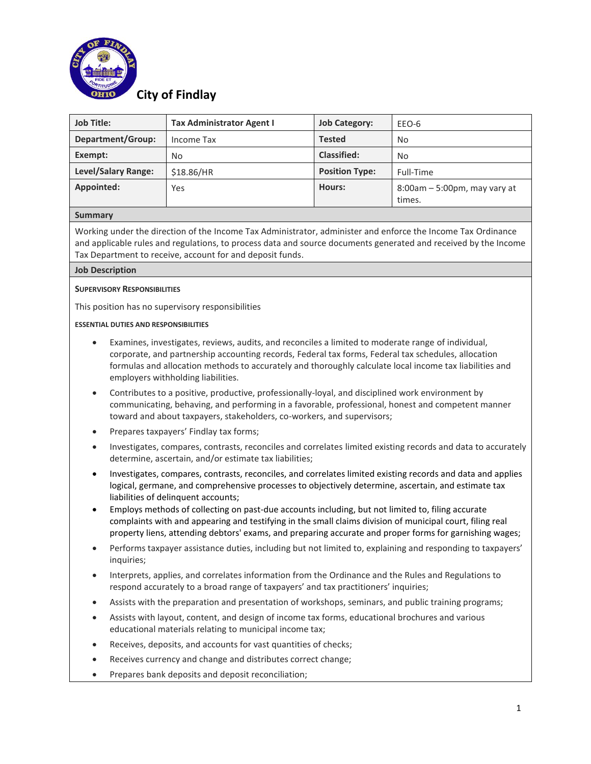# City of Findlay

| | | | |
|---|---|---|---|
| **Job Title:** | **Tax Administrator Agent I** | **Job Category:** | EEO-6 |
| **Department/Group:** | Income Tax | **Tested** | No |
| **Exempt:** | No | **Classified:** | No |
| **Level/Salary Range:** | $18.86/HR | **Position Type:** | Full-Time |
| **Appointed:** | Yes | **Hours:** | 8:00am – 5:00pm, may vary at times. |

## Summary

Working under the direction of the Income Tax Administrator, administer and enforce the Income Tax Ordinance and applicable rules and regulations, to process data and source documents generated and received by the Income Tax Department to receive, account for and deposit funds.

## Job Description

### Supervisory Responsibilities

This position has no supervisory responsibilities

### Essential Duties and Responsibilities

- Examines, investigates, reviews, audits, and reconciles a limited to moderate range of individual, corporate, and partnership accounting records, Federal tax forms, Federal tax schedules, allocation formulas and allocation methods to accurately and thoroughly calculate local income tax liabilities and employers withholding liabilities.
- Contributes to a positive, productive, professionally-loyal, and disciplined work environment by communicating, behaving, and performing in a favorable, professional, honest and competent manner toward and about taxpayers, stakeholders, co-workers, and supervisors;
- Prepares taxpayers' Findlay tax forms;
- Investigates, compares, contrasts, reconciles and correlates limited existing records and data to accurately determine, ascertain, and/or estimate tax liabilities;
- Investigates, compares, contrasts, reconciles, and correlates limited existing records and data and applies logical, germane, and comprehensive processes to objectively determine, ascertain, and estimate tax liabilities of delinquent accounts;
- Employs methods of collecting on past-due accounts including, but not limited to, filing accurate complaints with and appearing and testifying in the small claims division of municipal court, filing real property liens, attending debtors' exams, and preparing accurate and proper forms for garnishing wages;
- Performs taxpayer assistance duties, including but not limited to, explaining and responding to taxpayers' inquiries;
- Interprets, applies, and correlates information from the Ordinance and the Rules and Regulations to respond accurately to a broad range of taxpayers' and tax practitioners' inquiries;
- Assists with the preparation and presentation of workshops, seminars, and public training programs;
- Assists with layout, content, and design of income tax forms, educational brochures and various educational materials relating to municipal income tax;
- Receives, deposits, and accounts for vast quantities of checks;
- Receives currency and change and distributes correct change;
- Prepares bank deposits and deposit reconciliation;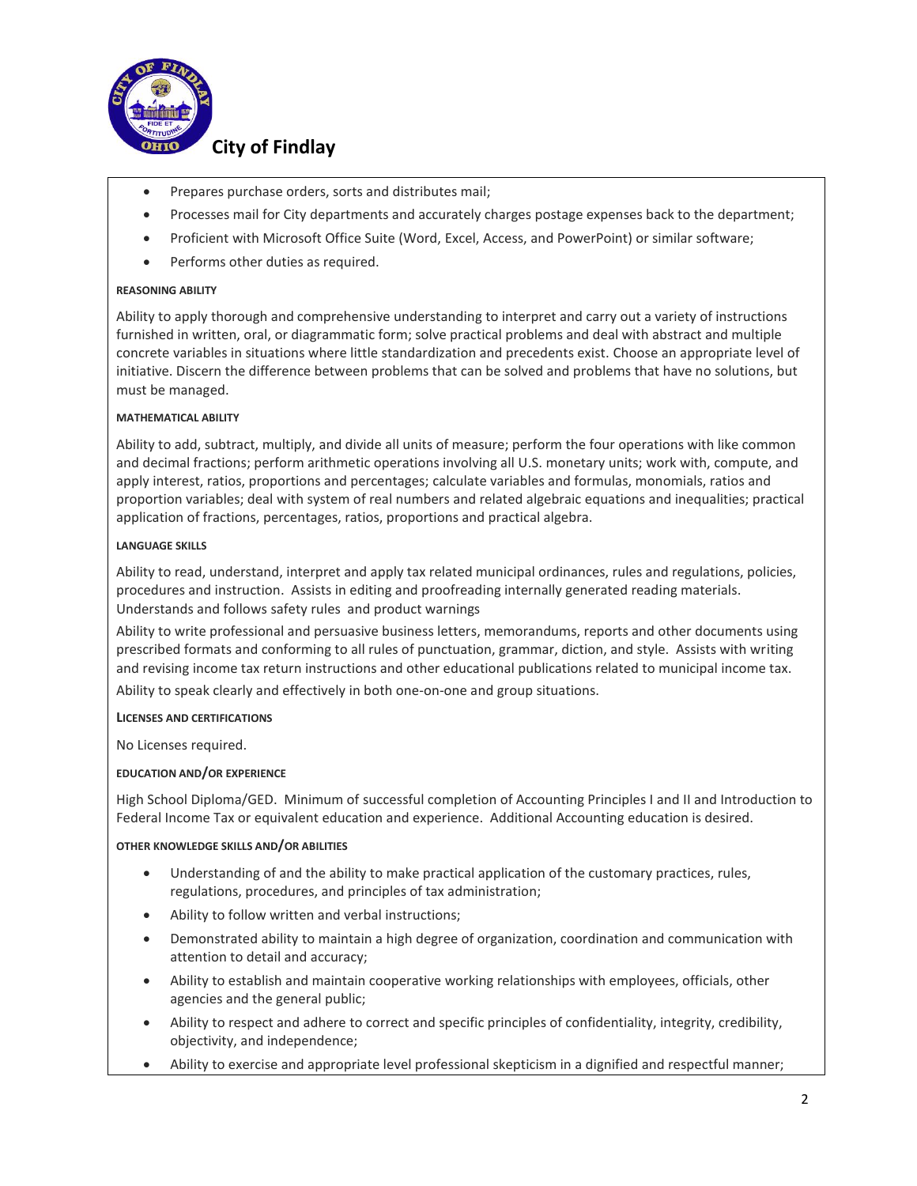- Prepares purchase orders, sorts and distributes mail;
- Processes mail for City departments and accurately charges postage expenses back to the department;
- Proficient with Microsoft Office Suite (Word, Excel, Access, and PowerPoint) or similar software;
- Performs other duties as required.

#### REASONING ABILITY

Ability to apply thorough and comprehensive understanding to interpret and carry out a variety of instructions furnished in written, oral, or diagrammatic form; solve practical problems and deal with abstract and multiple concrete variables in situations where little standardization and precedents exist. Choose an appropriate level of initiative. Discern the difference between problems that can be solved and problems that have no solutions, but must be managed.

#### MATHEMATICAL ABILITY

Ability to add, subtract, multiply, and divide all units of measure; perform the four operations with like common and decimal fractions; perform arithmetic operations involving all U.S. monetary units; work with, compute, and apply interest, ratios, proportions and percentages; calculate variables and formulas, monomials, ratios and proportion variables; deal with system of real numbers and related algebraic equations and inequalities; practical application of fractions, percentages, ratios, proportions and practical algebra.

#### LANGUAGE SKILLS

Ability to read, understand, interpret and apply tax related municipal ordinances, rules and regulations, policies, procedures and instruction. Assists in editing and proofreading internally generated reading materials. Understands and follows safety rules and product warnings

Ability to write professional and persuasive business letters, memorandums, reports and other documents using prescribed formats and conforming to all rules of punctuation, grammar, diction, and style. Assists with writing and revising income tax return instructions and other educational publications related to municipal income tax.

Ability to speak clearly and effectively in both one-on-one and group situations.

#### LICENSES AND CERTIFICATIONS

No Licenses required.

#### EDUCATION AND/OR EXPERIENCE

High School Diploma/GED. Minimum of successful completion of Accounting Principles I and II and Introduction to Federal Income Tax or equivalent education and experience. Additional Accounting education is desired.

#### OTHER KNOWLEDGE SKILLS AND/OR ABILITIES

- Understanding of and the ability to make practical application of the customary practices, rules, regulations, procedures, and principles of tax administration;
- Ability to follow written and verbal instructions;
- Demonstrated ability to maintain a high degree of organization, coordination and communication with attention to detail and accuracy;
- Ability to establish and maintain cooperative working relationships with employees, officials, other agencies and the general public;
- Ability to respect and adhere to correct and specific principles of confidentiality, integrity, credibility, objectivity, and independence;
- Ability to exercise and appropriate level professional skepticism in a dignified and respectful manner;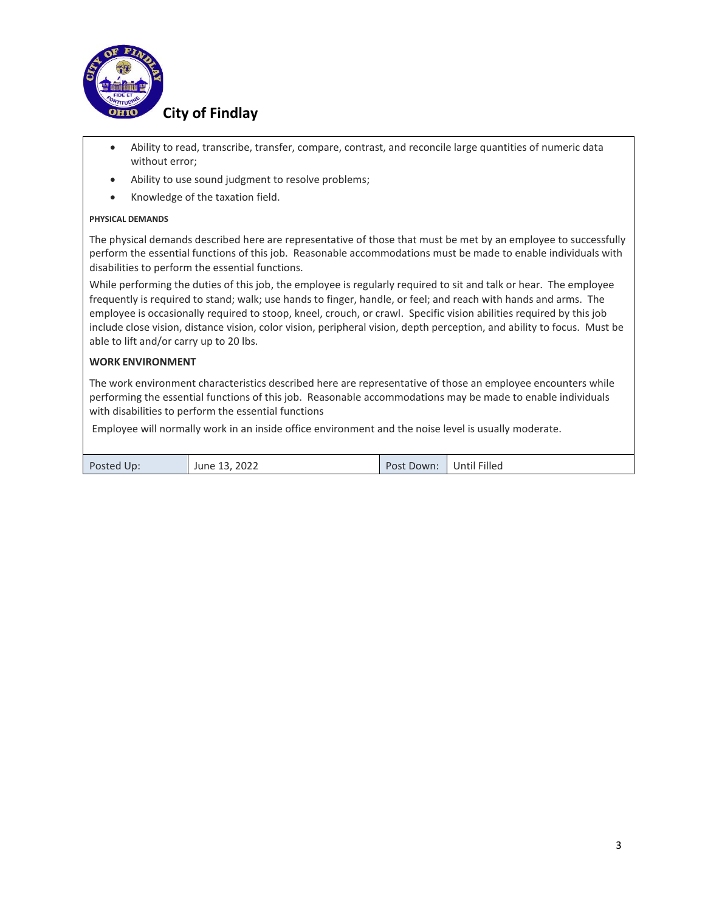**City of Findlay**

- Ability to read, transcribe, transfer, compare, contrast, and reconcile large quantities of numeric data without error;
- Ability to use sound judgment to resolve problems;
- Knowledge of the taxation field.

**PHYSICAL DEMANDS**

The physical demands described here are representative of those that must be met by an employee to successfully perform the essential functions of this job. Reasonable accommodations must be made to enable individuals with disabilities to perform the essential functions.

While performing the duties of this job, the employee is regularly required to sit and talk or hear. The employee frequently is required to stand; walk; use hands to finger, handle, or feel; and reach with hands and arms. The employee is occasionally required to stoop, kneel, crouch, or crawl. Specific vision abilities required by this job include close vision, distance vision, color vision, peripheral vision, depth perception, and ability to focus. Must be able to lift and/or carry up to 20 lbs.

**WORK ENVIRONMENT**

The work environment characteristics described here are representative of those an employee encounters while performing the essential functions of this job. Reasonable accommodations may be made to enable individuals with disabilities to perform the essential functions

Employee will normally work in an inside office environment and the noise level is usually moderate.

| | | | |
|---|---|---|---|
| Posted Up: | June 13, 2022 | Post Down: | Until Filled |